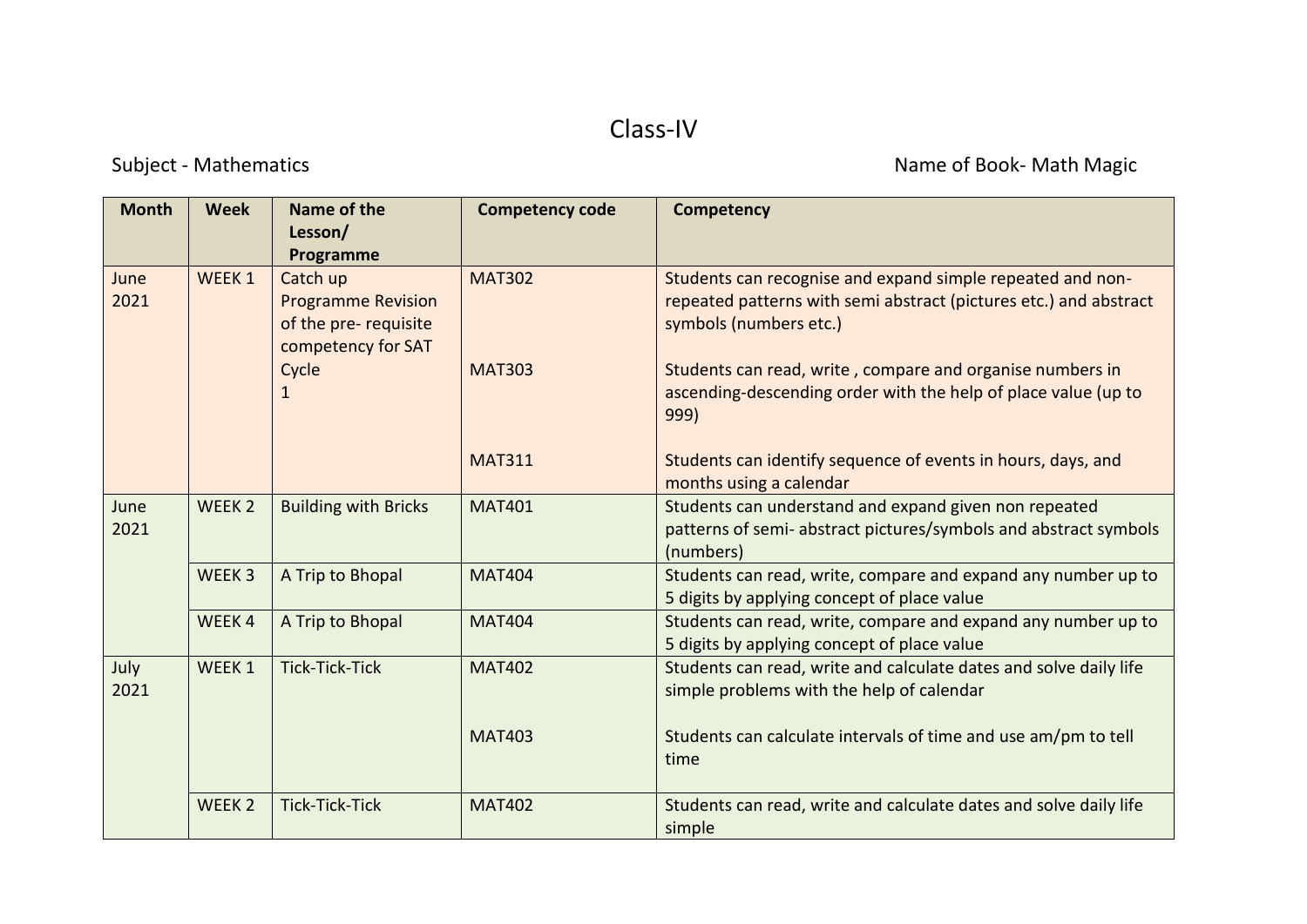# Class-IV

Subject - Mathematics

Name of Book- Math Magic

| Month | Week | Name of the Lesson/ Programme | Competency code | Competency |
|---|---|---|---|---|
| June 2021 | WEEK 1 | Catch up Programme Revision of the pre- requisite competency for SAT Cycle 1 | MAT302 | Students can recognise and expand simple repeated and non-repeated patterns with semi abstract (pictures etc.) and abstract symbols (numbers etc.) |
| | | | MAT303 | Students can read, write , compare and organise numbers in ascending-descending order with the help of place value (up to 999) |
| | | | MAT311 | Students can identify sequence of events in hours, days, and months using a calendar |
| June 2021 | WEEK 2 | Building with Bricks | MAT401 | Students can understand and expand given non repeated patterns of semi- abstract pictures/symbols and abstract symbols (numbers) |
| | WEEK 3 | A Trip to Bhopal | MAT404 | Students can read, write, compare and expand any number up to 5 digits by applying concept of place value |
| | WEEK 4 | A Trip to Bhopal | MAT404 | Students can read, write, compare and expand any number up to 5 digits by applying concept of place value |
| July 2021 | WEEK 1 | Tick-Tick-Tick | MAT402 | Students can read, write and calculate dates and solve daily life simple problems with the help of calendar |
| | | | MAT403 | Students can calculate intervals of time and use am/pm to tell time |
| | WEEK 2 | Tick-Tick-Tick | MAT402 | Students can read, write and calculate dates and solve daily life simple |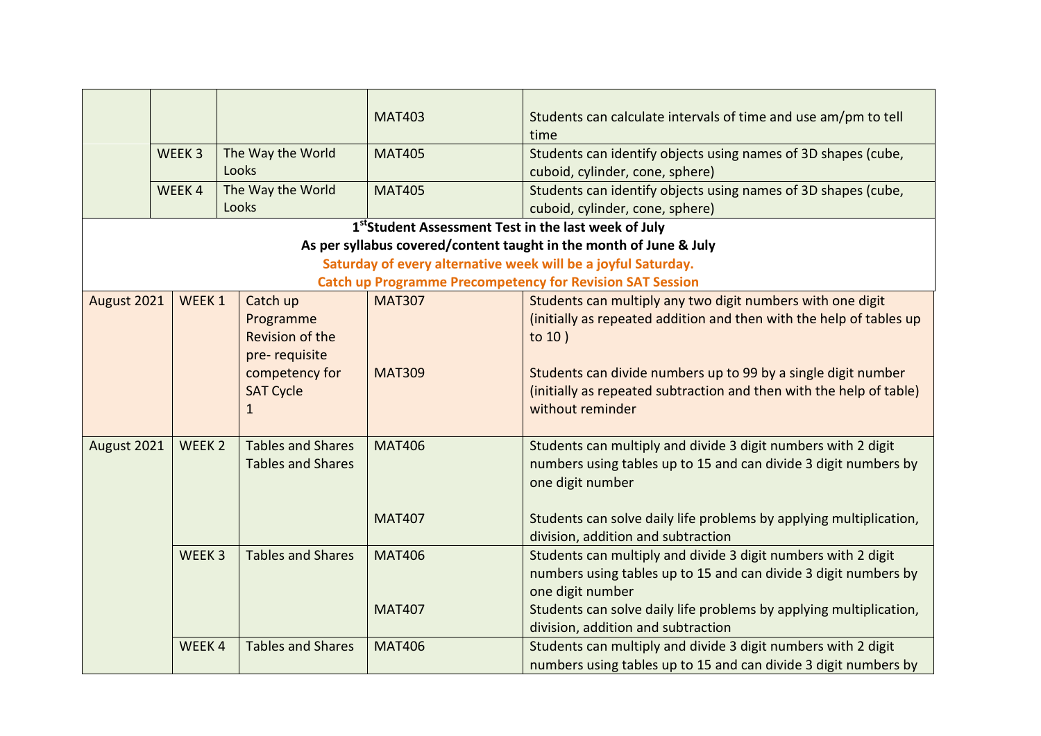| | | | | |
|---|---|---|---|---|
| | | | MAT403 | Students can calculate intervals of time and use am/pm to tell time |
| | WEEK 3 | The Way the World Looks | MAT405 | Students can identify objects using names of 3D shapes (cube, cuboid, cylinder, cone, sphere) |
| | WEEK 4 | The Way the World Looks | MAT405 | Students can identify objects using names of 3D shapes (cube, cuboid, cylinder, cone, sphere) |

**1st Student Assessment Test in the last week of July**

**As per syllabus covered/content taught in the month of June & July**

**Saturday of every alternative week will be a joyful Saturday.**

**Catch up Programme Precompetency for Revision SAT Session**

| | | | | |
|---|---|---|---|---|
| August 2021 | WEEK 1 | Catch up Programme Revision of the pre- requisite competency for SAT Cycle 1 | MAT307<br><br>MAT309 | Students can multiply any two digit numbers with one digit (initially as repeated addition and then with the help of tables up to 10 )<br><br>Students can divide numbers up to 99 by a single digit number (initially as repeated subtraction and then with the help of table) without reminder |
| August 2021 | WEEK 2 | Tables and Shares Tables and Shares | MAT406<br><br>MAT407 | Students can multiply and divide 3 digit numbers with 2 digit numbers using tables up to 15 and can divide 3 digit numbers by one digit number<br><br>Students can solve daily life problems by applying multiplication, division, addition and subtraction |
| | WEEK 3 | Tables and Shares | MAT406<br><br>MAT407 | Students can multiply and divide 3 digit numbers with 2 digit numbers using tables up to 15 and can divide 3 digit numbers by one digit number<br>Students can solve daily life problems by applying multiplication, division, addition and subtraction |
| | WEEK 4 | Tables and Shares | MAT406 | Students can multiply and divide 3 digit numbers with 2 digit numbers using tables up to 15 and can divide 3 digit numbers by |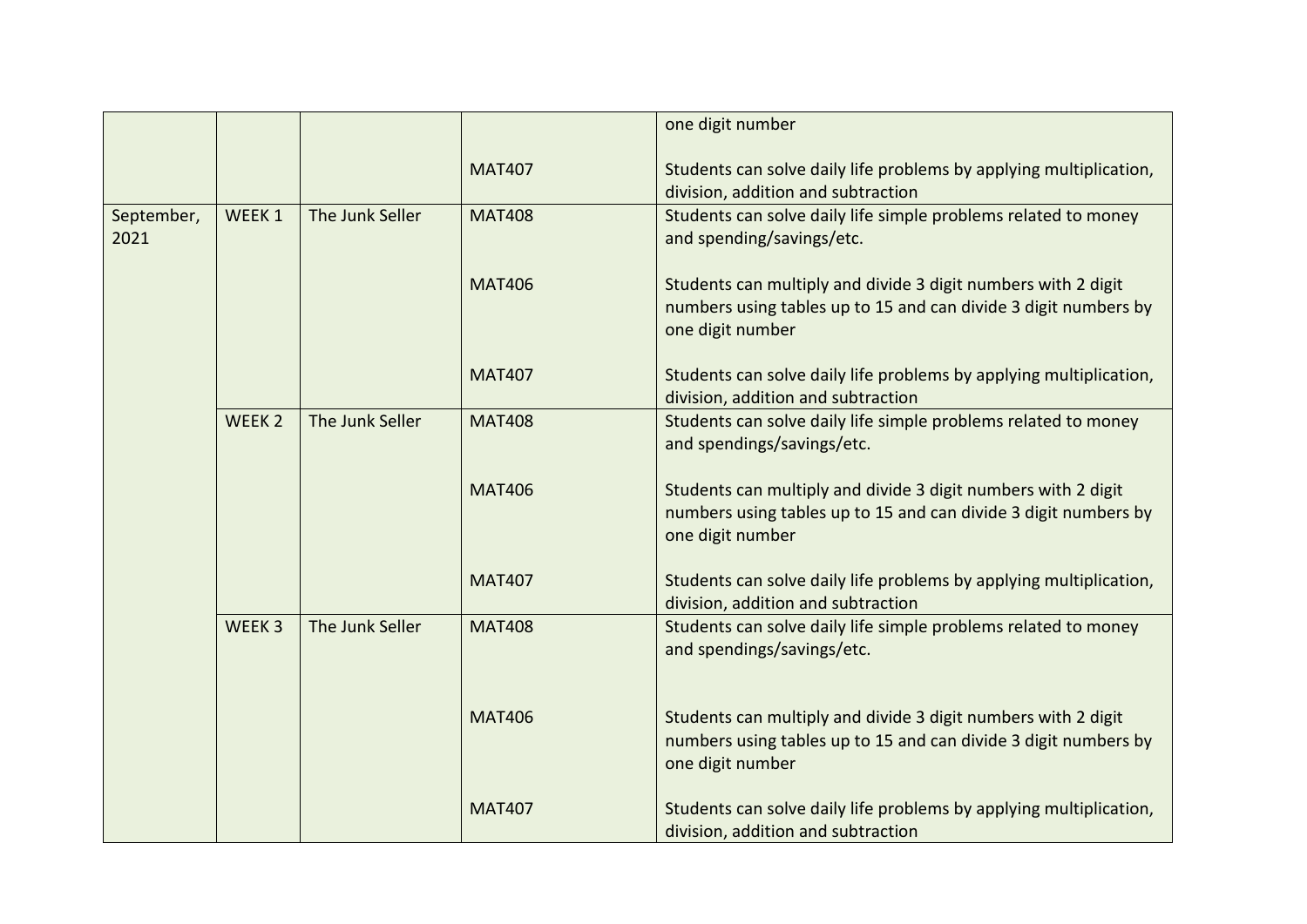| | | | | |
|---|---|---|---|---|
| | | | | one digit number |
| | | | MAT407 | Students can solve daily life problems by applying multiplication, division, addition and subtraction |
| September, 2021 | WEEK 1 | The Junk Seller | MAT408 | Students can solve daily life simple problems related to money and spending/savings/etc. |
| | | | MAT406 | Students can multiply and divide 3 digit numbers with 2 digit numbers using tables up to 15 and can divide 3 digit numbers by one digit number |
| | | | MAT407 | Students can solve daily life problems by applying multiplication, division, addition and subtraction |
| | WEEK 2 | The Junk Seller | MAT408 | Students can solve daily life simple problems related to money and spendings/savings/etc. |
| | | | MAT406 | Students can multiply and divide 3 digit numbers with 2 digit numbers using tables up to 15 and can divide 3 digit numbers by one digit number |
| | | | MAT407 | Students can solve daily life problems by applying multiplication, division, addition and subtraction |
| | WEEK 3 | The Junk Seller | MAT408 | Students can solve daily life simple problems related to money and spendings/savings/etc. |
| | | | MAT406 | Students can multiply and divide 3 digit numbers with 2 digit numbers using tables up to 15 and can divide 3 digit numbers by one digit number |
| | | | MAT407 | Students can solve daily life problems by applying multiplication, division, addition and subtraction |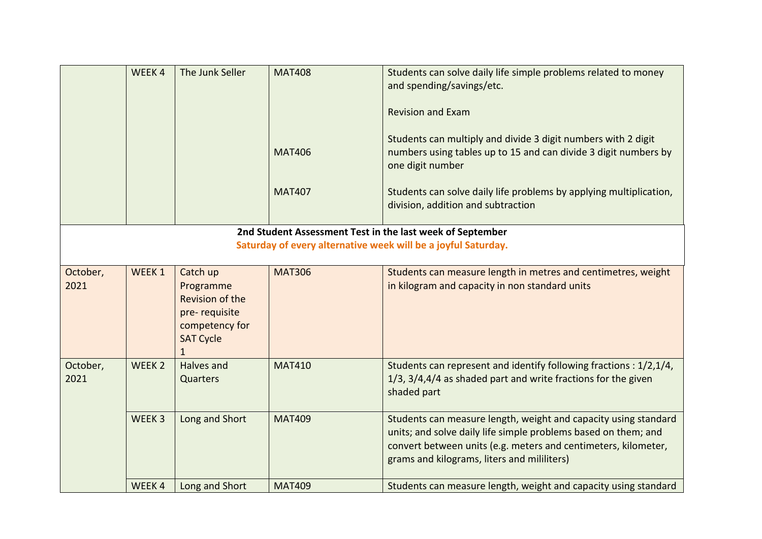|  | WEEK 4 | The Junk Seller | MAT408<br><br><br><br><br>MAT406<br><br><br>MAT407 | Students can solve daily life simple problems related to money and spending/savings/etc.<br><br>Revision and Exam<br><br>Students can multiply and divide 3 digit numbers with 2 digit numbers using tables up to 15 and can divide 3 digit numbers by one digit number<br><br>Students can solve daily life problems by applying multiplication, division, addition and subtraction |
|---|---|---|---|---|
| **2nd Student Assessment Test in the last week of September**<br>**Saturday of every alternative week will be a joyful Saturday.** | | | | |
| October, 2021 | WEEK 1 | Catch up Programme Revision of the pre- requisite competency for SAT Cycle 1 | MAT306 | Students can measure length in metres and centimetres, weight in kilogram and capacity in non standard units |
| October, 2021 | WEEK 2 | Halves and Quarters | MAT410 | Students can represent and identify following fractions : 1/2,1/4, 1/3, 3/4,4/4 as shaded part and write fractions for the given shaded part |
|  | WEEK 3 | Long and Short | MAT409 | Students can measure length, weight and capacity using standard units; and solve daily life simple problems based on them; and convert between units (e.g. meters and centimeters, kilometer, grams and kilograms, liters and mililiters) |
|  | WEEK 4 | Long and Short | MAT409 | Students can measure length, weight and capacity using standard |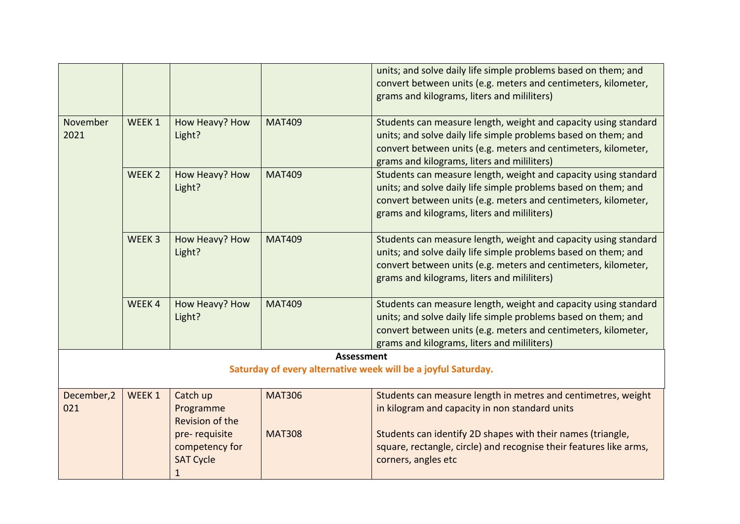|  |  |  |  | units; and solve daily life simple problems based on them; and convert between units (e.g. meters and centimeters, kilometer, grams and kilograms, liters and mililiters) |
|---|---|---|---|---|
| November 2021 | WEEK 1 | How Heavy? How Light? | MAT409 | Students can measure length, weight and capacity using standard units; and solve daily life simple problems based on them; and convert between units (e.g. meters and centimeters, kilometer, grams and kilograms, liters and mililiters) |
|  | WEEK 2 | How Heavy? How Light? | MAT409 | Students can measure length, weight and capacity using standard units; and solve daily life simple problems based on them; and convert between units (e.g. meters and centimeters, kilometer, grams and kilograms, liters and mililiters) |
|  | WEEK 3 | How Heavy? How Light? | MAT409 | Students can measure length, weight and capacity using standard units; and solve daily life simple problems based on them; and convert between units (e.g. meters and centimeters, kilometer, grams and kilograms, liters and mililiters) |
|  | WEEK 4 | How Heavy? How Light? | MAT409 | Students can measure length, weight and capacity using standard units; and solve daily life simple problems based on them; and convert between units (e.g. meters and centimeters, kilometer, grams and kilograms, liters and mililiters) |
| **Assessment**<br>**Saturday of every alternative week will be a joyful Saturday.** |  |  |  |  |
| December,2021 | WEEK 1 | Catch up Programme Revision of the pre- requisite competency for SAT Cycle 1 | MAT306<br><br>MAT308 | Students can measure length in metres and centimetres, weight in kilogram and capacity in non standard units<br><br>Students can identify 2D shapes with their names (triangle, square, rectangle, circle) and recognise their features like arms, corners, angles etc |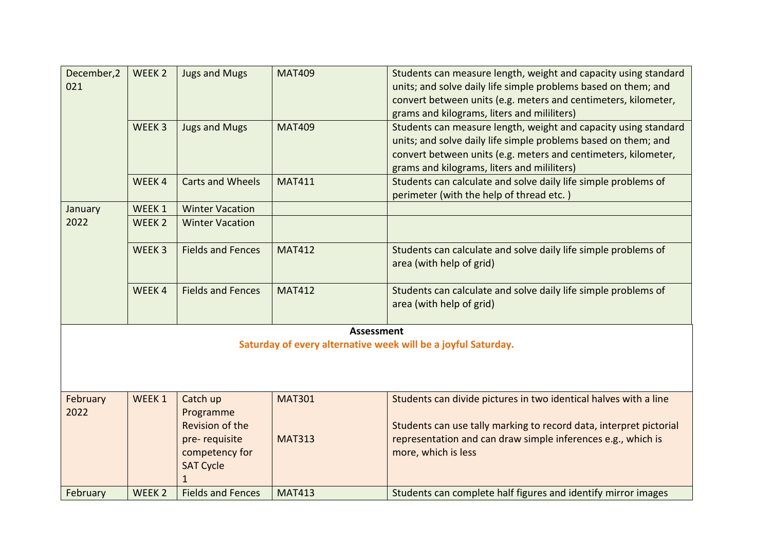| December,2021 | WEEK 2 | Jugs and Mugs | MAT409 | Students can measure length, weight and capacity using standard units; and solve daily life simple problems based on them; and convert between units (e.g. meters and centimeters, kilometer, grams and kilograms, liters and mililiters) |
|---|---|---|---|---|
| | WEEK 3 | Jugs and Mugs | MAT409 | Students can measure length, weight and capacity using standard units; and solve daily life simple problems based on them; and convert between units (e.g. meters and centimeters, kilometer, grams and kilograms, liters and mililiters) |
| | WEEK 4 | Carts and Wheels | MAT411 | Students can calculate and solve daily life simple problems of perimeter (with the help of thread etc. ) |
| January 2022 | WEEK 1 | Winter Vacation | | |
| | WEEK 2 | Winter Vacation | | |
| | WEEK 3 | Fields and Fences | MAT412 | Students can calculate and solve daily life simple problems of area (with help of grid) |
| | WEEK 4 | Fields and Fences | MAT412 | Students can calculate and solve daily life simple problems of area (with help of grid) |
| **Assessment** <br> **Saturday of every alternative week will be a joyful Saturday.** | | | | |
| February 2022 | WEEK 1 | Catch up Programme Revision of the pre- requisite competency for SAT Cycle 1 | MAT301 <br><br> MAT313 | Students can divide pictures in two identical halves with a line <br><br> Students can use tally marking to record data, interpret pictorial representation and can draw simple inferences e.g., which is more, which is less |
| February | WEEK 2 | Fields and Fences | MAT413 | Students can complete half figures and identify mirror images |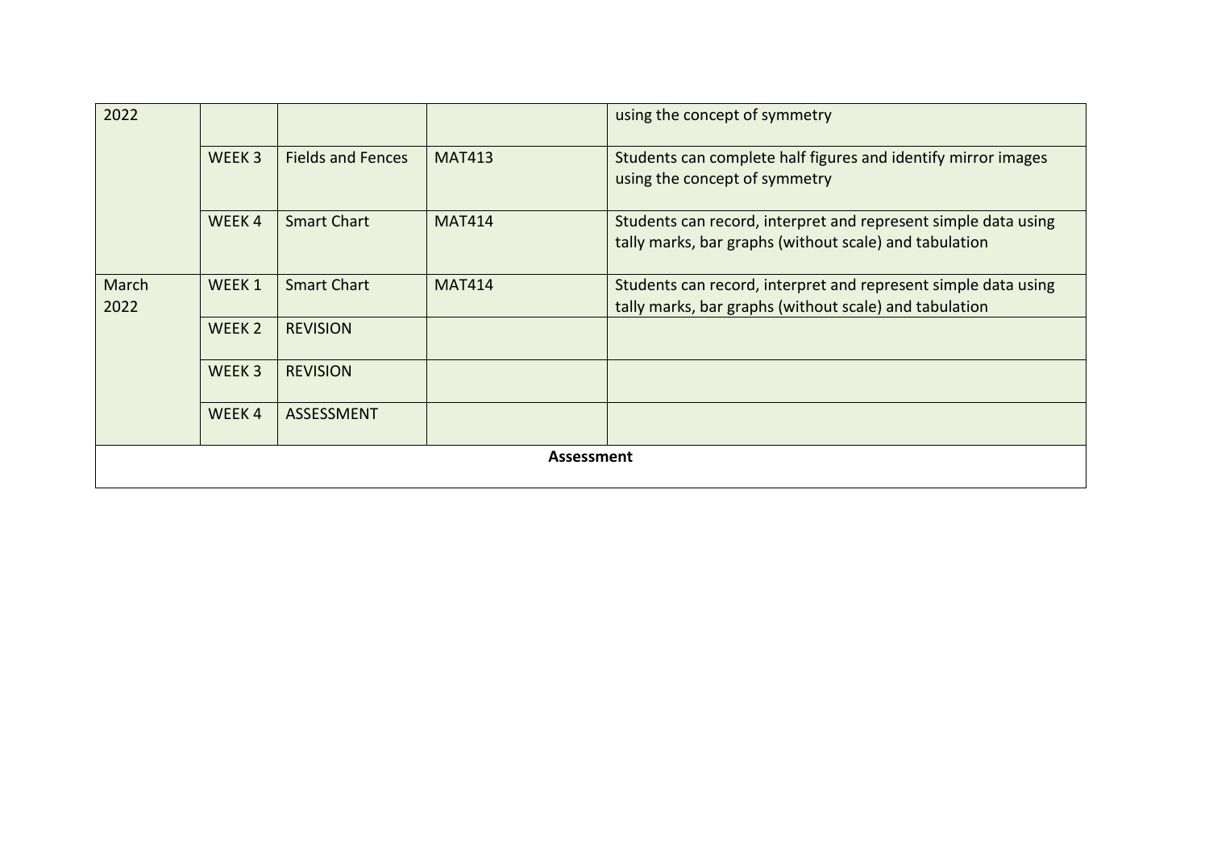| | | | | |
|---|---|---|---|---|
| 2022 | | | | using the concept of symmetry |
| | WEEK 3 | Fields and Fences | MAT413 | Students can complete half figures and identify mirror images using the concept of symmetry |
| | WEEK 4 | Smart Chart | MAT414 | Students can record, interpret and represent simple data using tally marks, bar graphs (without scale) and tabulation |
| March 2022 | WEEK 1 | Smart Chart | MAT414 | Students can record, interpret and represent simple data using tally marks, bar graphs (without scale) and tabulation |
| | WEEK 2 | REVISION | | |
| | WEEK 3 | REVISION | | |
| | WEEK 4 | ASSESSMENT | | |
| **Assessment** | | | | |